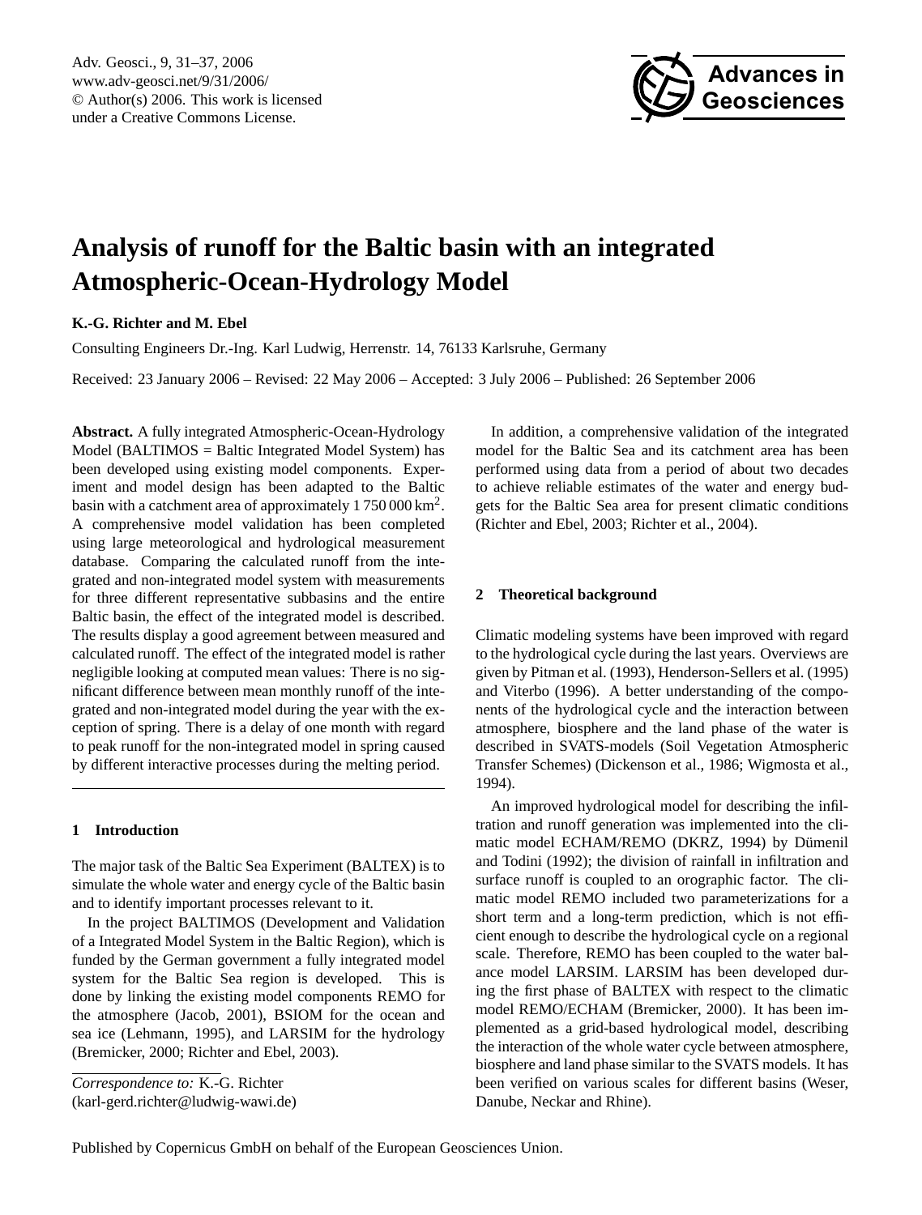# Analysis of runoff for the Baltic basin with an integrated Atmospheric-Ocean-Hydrology Model

**K.-G. Richter and M. Ebel**

Consulting Engineers Dr.-Ing. Karl Ludwig, Herrenstr. 14, 76133 Karlsruhe, Germany

Received: 23 January 2006 – Revised: 22 May 2006 – Accepted: 3 July 2006 – Published: 26 September 2006

**Abstract.** A fully integrated Atmospheric-Ocean-Hydrology Model (BALTIMOS = Baltic Integrated Model System) has been developed using existing model components. Experiment and model design has been adapted to the Baltic basin with a catchment area of approximately 1 750 000 km$^2$. A comprehensive model validation has been completed using large meteorological and hydrological measurement database. Comparing the calculated runoff from the integrated and non-integrated model system with measurements for three different representative subbasins and the entire Baltic basin, the effect of the integrated model is described. The results display a good agreement between measured and calculated runoff. The effect of the integrated model is rather negligible looking at computed mean values: There is no significant difference between mean monthly runoff of the integrated and non-integrated model during the year with the exception of spring. There is a delay of one month with regard to peak runoff for the non-integrated model in spring caused by different interactive processes during the melting period.

## 1 Introduction

The major task of the Baltic Sea Experiment (BALTEX) is to simulate the whole water and energy cycle of the Baltic basin and to identify important processes relevant to it.

In the project BALTIMOS (Development and Validation of a Integrated Model System in the Baltic Region), which is funded by the German government a fully integrated model system for the Baltic Sea region is developed. This is done by linking the existing model components REMO for the atmosphere (Jacob, 2001), BSIOM for the ocean and sea ice (Lehmann, 1995), and LARSIM for the hydrology (Bremicker, 2000; Richter and Ebel, 2003).

*Correspondence to:* K.-G. Richter
(karl-gerd.richter@ludwig-wawi.de)

In addition, a comprehensive validation of the integrated model for the Baltic Sea and its catchment area has been performed using data from a period of about two decades to achieve reliable estimates of the water and energy budgets for the Baltic Sea area for present climatic conditions (Richter and Ebel, 2003; Richter et al., 2004).

## 2 Theoretical background

Climatic modeling systems have been improved with regard to the hydrological cycle during the last years. Overviews are given by Pitman et al. (1993), Henderson-Sellers et al. (1995) and Viterbo (1996). A better understanding of the components of the hydrological cycle and the interaction between atmosphere, biosphere and the land phase of the water is described in SVATS-models (Soil Vegetation Atmospheric Transfer Schemes) (Dickenson et al., 1986; Wigmosta et al., 1994).

An improved hydrological model for describing the infiltration and runoff generation was implemented into the climatic model ECHAM/REMO (DKRZ, 1994) by Dümenil and Todini (1992); the division of rainfall in infiltration and surface runoff is coupled to an orographic factor. The climatic model REMO included two parameterizations for a short term and a long-term prediction, which is not efficient enough to describe the hydrological cycle on a regional scale. Therefore, REMO has been coupled to the water balance model LARSIM. LARSIM has been developed during the first phase of BALTEX with respect to the climatic model REMO/ECHAM (Bremicker, 2000). It has been implemented as a grid-based hydrological model, describing the interaction of the whole water cycle between atmosphere, biosphere and land phase similar to the SVATS models. It has been verified on various scales for different basins (Weser, Danube, Neckar and Rhine).

Published by Copernicus GmbH on behalf of the European Geosciences Union.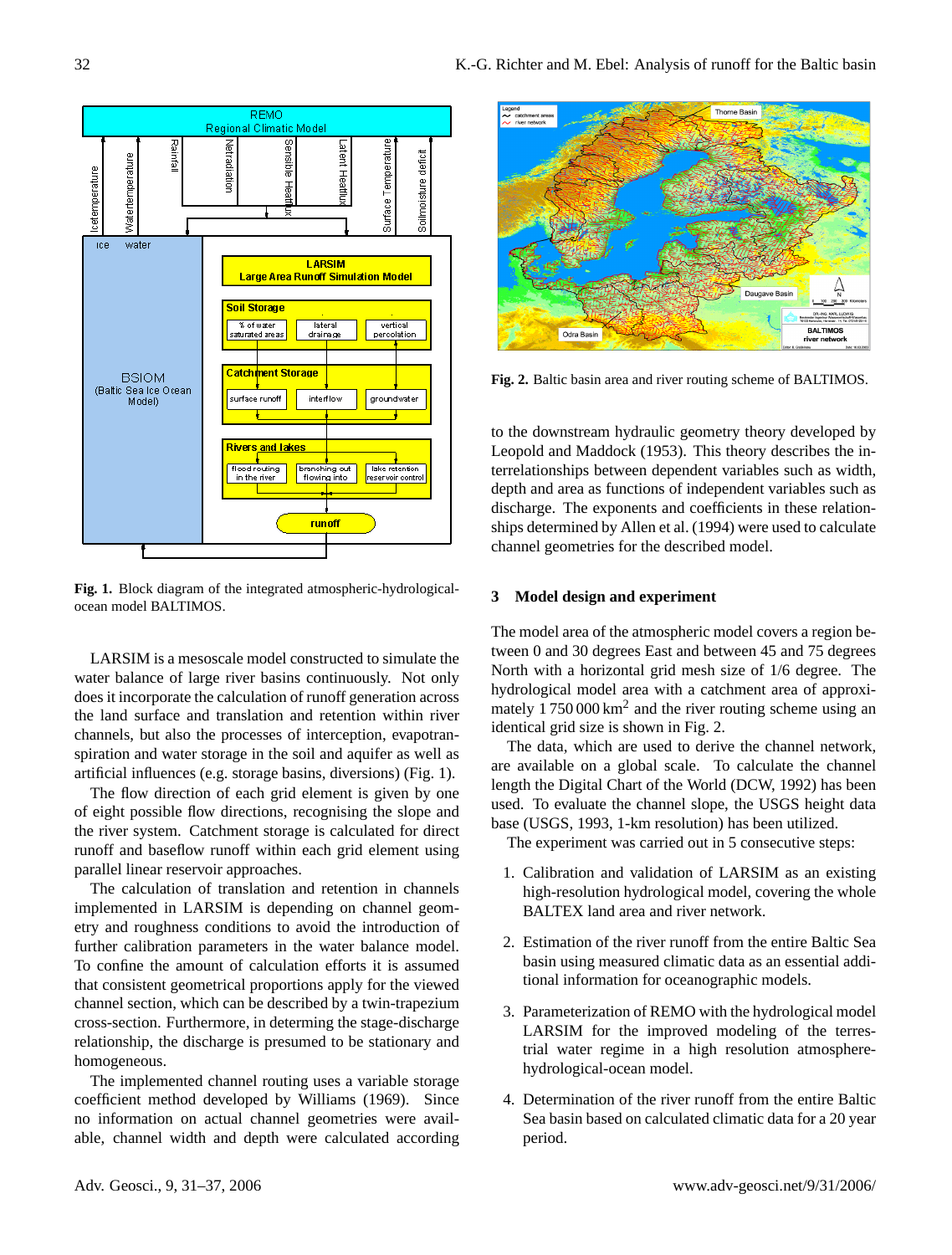Fig. 1. Block diagram of the integrated atmospheric-hydrological-ocean model BALTIMOS.

LARSIM is a mesoscale model constructed to simulate the water balance of large river basins continuously. Not only does it incorporate the calculation of runoff generation across the land surface and translation and retention within river channels, but also the processes of interception, evapotranspiration and water storage in the soil and aquifer as well as artificial influences (e.g. storage basins, diversions) (Fig. 1).

The flow direction of each grid element is given by one of eight possible flow directions, recognising the slope and the river system. Catchment storage is calculated for direct runoff and baseflow runoff within each grid element using parallel linear reservoir approaches.

The calculation of translation and retention in channels implemented in LARSIM is depending on channel geometry and roughness conditions to avoid the introduction of further calibration parameters in the water balance model. To confine the amount of calculation efforts it is assumed that consistent geometrical proportions apply for the viewed channel section, which can be described by a twin-trapezium cross-section. Furthermore, in determining the stage-discharge relationship, the discharge is presumed to be stationary and homogeneous.

The implemented channel routing uses a variable storage coefficient method developed by Williams (1969). Since no information on actual channel geometries were available, channel width and depth were calculated according to the downstream hydraulic geometry theory developed by Leopold and Maddock (1953). This theory describes the interrelationships between dependent variables such as width, depth and area as functions of independent variables such as discharge. The exponents and coefficients in these relationships determined by Allen et al. (1994) were used to calculate channel geometries for the described model.

Fig. 2. Baltic basin area and river routing scheme of BALTIMOS.

## 3 Model design and experiment

The model area of the atmospheric model covers a region between 0 and 30 degrees East and between 45 and 75 degrees North with a horizontal grid mesh size of 1/6 degree. The hydrological model area with a catchment area of approximately 1 750 000 $km^2$ and the river routing scheme using an identical grid size is shown in Fig. 2.

The data, which are used to derive the channel network, are available on a global scale. To calculate the channel length the Digital Chart of the World (DCW, 1992) has been used. To evaluate the channel slope, the USGS height data base (USGS, 1993, 1-km resolution) has been utilized.

The experiment was carried out in 5 consecutive steps:

1. Calibration and validation of LARSIM as an existing high-resolution hydrological model, covering the whole BALTEX land area and river network.

2. Estimation of the river runoff from the entire Baltic Sea basin using measured climatic data as an essential additional information for oceanographic models.

3. Parameterization of REMO with the hydrological model LARSIM for the improved modeling of the terrestrial water regime in a high resolution atmosphere-hydrological-ocean model.

4. Determination of the river runoff from the entire Baltic Sea basin based on calculated climatic data for a 20 year period.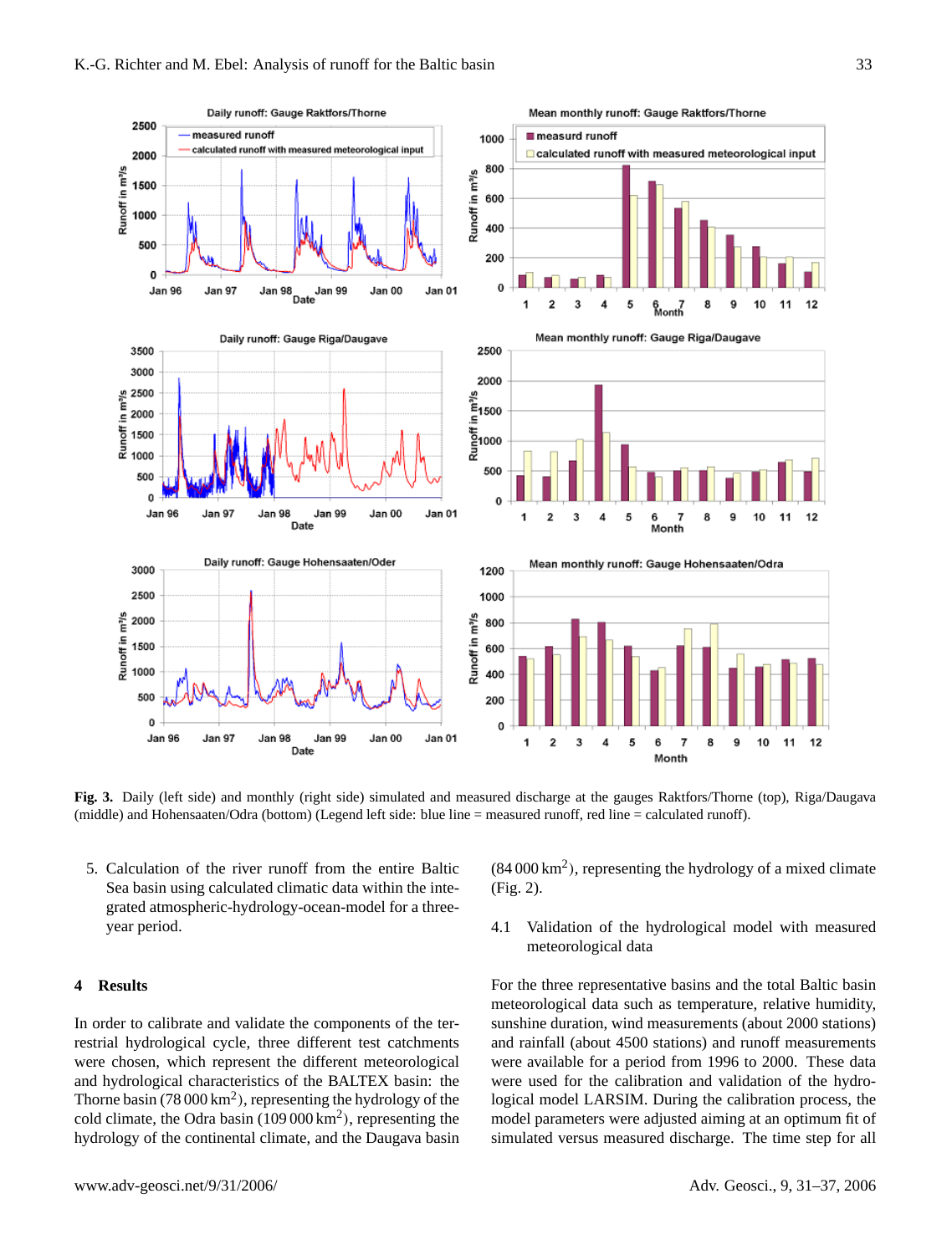**Fig. 3.** Daily (left side) and monthly (right side) simulated and measured discharge at the gauges Raktfors/Thorne (top), Riga/Daugava (middle) and Hohensaaten/Odra (bottom) (Legend left side: blue line = measured runoff, red line = calculated runoff).

5. Calculation of the river runoff from the entire Baltic Sea basin using calculated climatic data within the integrated atmospheric-hydrology-ocean-model for a three-year period.

## 4 Results

In order to calibrate and validate the components of the terrestrial hydrological cycle, three different test catchments were chosen, which represent the different meteorological and hydrological characteristics of the BALTEX basin: the Thorne basin (78 000 km$^2$), representing the hydrology of the cold climate, the Odra basin (109 000 km$^2$), representing the hydrology of the continental climate, and the Daugava basin (84 000 km$^2$), representing the hydrology of a mixed climate (Fig. 2).

### 4.1 Validation of the hydrological model with measured meteorological data

For the three representative basins and the total Baltic basin meteorological data such as temperature, relative humidity, sunshine duration, wind measurements (about 2000 stations) and rainfall (about 4500 stations) and runoff measurements were available for a period from 1996 to 2000. These data were used for the calibration and validation of the hydrological model LARSIM. During the calibration process, the model parameters were adjusted aiming at an optimum fit of simulated versus measured discharge. The time step for all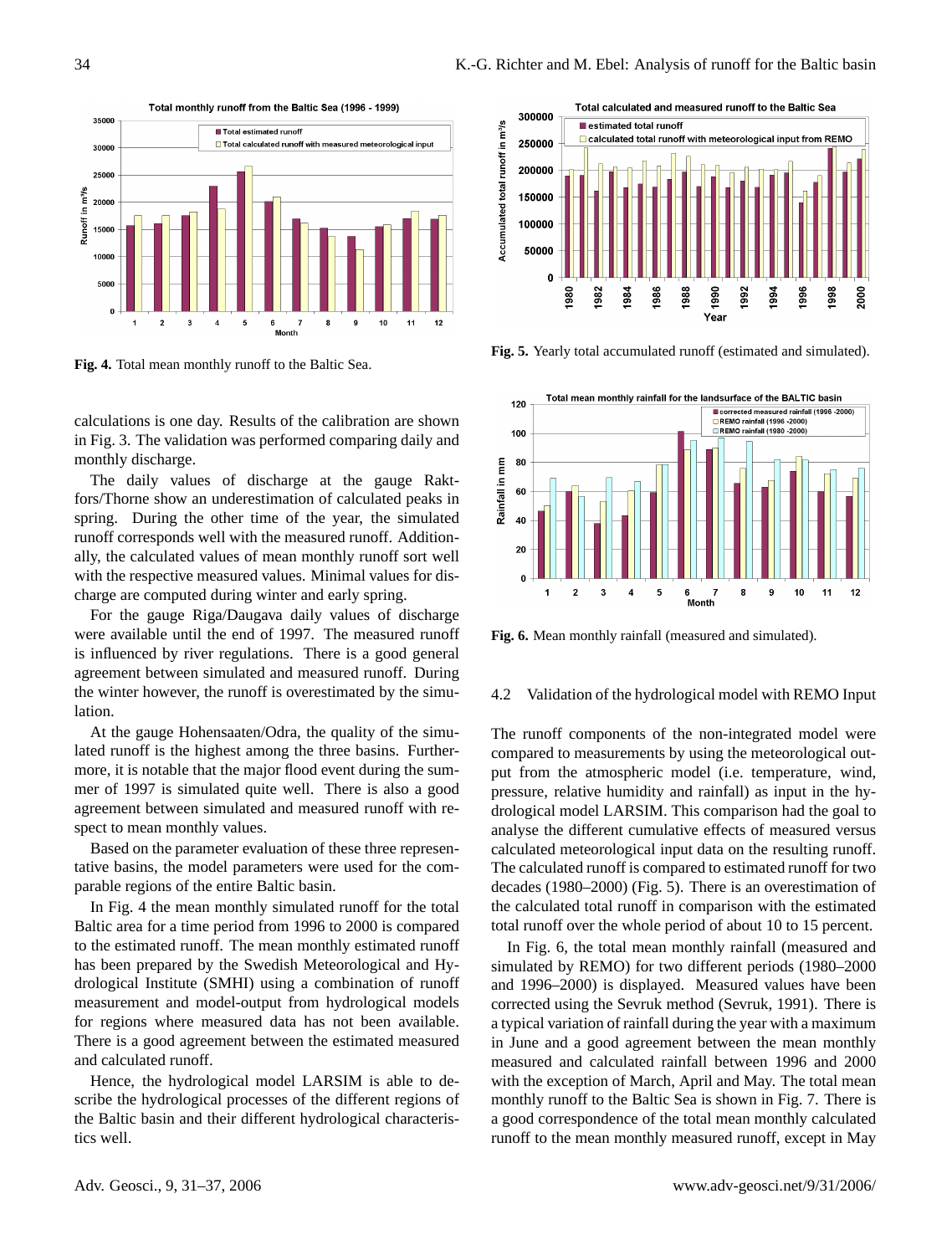Fig. 4. Total mean monthly runoff to the Baltic Sea.

calculations is one day. Results of the calibration are shown in Fig. 3. The validation was performed comparing daily and monthly discharge.

The daily values of discharge at the gauge Raktfors/Thorne show an underestimation of calculated peaks in spring. During the other time of the year, the simulated runoff corresponds well with the measured runoff. Additionally, the calculated values of mean monthly runoff sort well with the respective measured values. Minimal values for discharge are computed during winter and early spring.

For the gauge Riga/Daugava daily values of discharge were available until the end of 1997. The measured runoff is influenced by river regulations. There is a good general agreement between simulated and measured runoff. During the winter however, the runoff is overestimated by the simulation.

At the gauge Hohensaaten/Odra, the quality of the simulated runoff is the highest among the three basins. Furthermore, it is notable that the major flood event during the summer of 1997 is simulated quite well. There is also a good agreement between simulated and measured runoff with respect to mean monthly values.

Based on the parameter evaluation of these three representative basins, the model parameters were used for the comparable regions of the entire Baltic basin.

In Fig. 4 the mean monthly simulated runoff for the total Baltic area for a time period from 1996 to 2000 is compared to the estimated runoff. The mean monthly estimated runoff has been prepared by the Swedish Meteorological and Hydrological Institute (SMHI) using a combination of runoff measurement and model-output from hydrological models for regions where measured data has not been available. There is a good agreement between the estimated measured and calculated runoff.

Hence, the hydrological model LARSIM is able to describe the hydrological processes of the different regions of the Baltic basin and their different hydrological characteristics well.

Fig. 5. Yearly total accumulated runoff (estimated and simulated).

Fig. 6. Mean monthly rainfall (measured and simulated).

## 4.2 Validation of the hydrological model with REMO Input

The runoff components of the non-integrated model were compared to measurements by using the meteorological output from the atmospheric model (i.e. temperature, wind, pressure, relative humidity and rainfall) as input in the hydrological model LARSIM. This comparison had the goal to analyse the different cumulative effects of measured versus calculated meteorological input data on the resulting runoff. The calculated runoff is compared to estimated runoff for two decades (1980–2000) (Fig. 5). There is an overestimation of the calculated total runoff in comparison with the estimated total runoff over the whole period of about 10 to 15 percent.

In Fig. 6, the total mean monthly rainfall (measured and simulated by REMO) for two different periods (1980–2000 and 1996–2000) is displayed. Measured values have been corrected using the Sevruk method (Sevruk, 1991). There is a typical variation of rainfall during the year with a maximum in June and a good agreement between the mean monthly measured and calculated rainfall between 1996 and 2000 with the exception of March, April and May. The total mean monthly runoff to the Baltic Sea is shown in Fig. 7. There is a good correspondence of the total mean monthly calculated runoff to the mean monthly measured runoff, except in May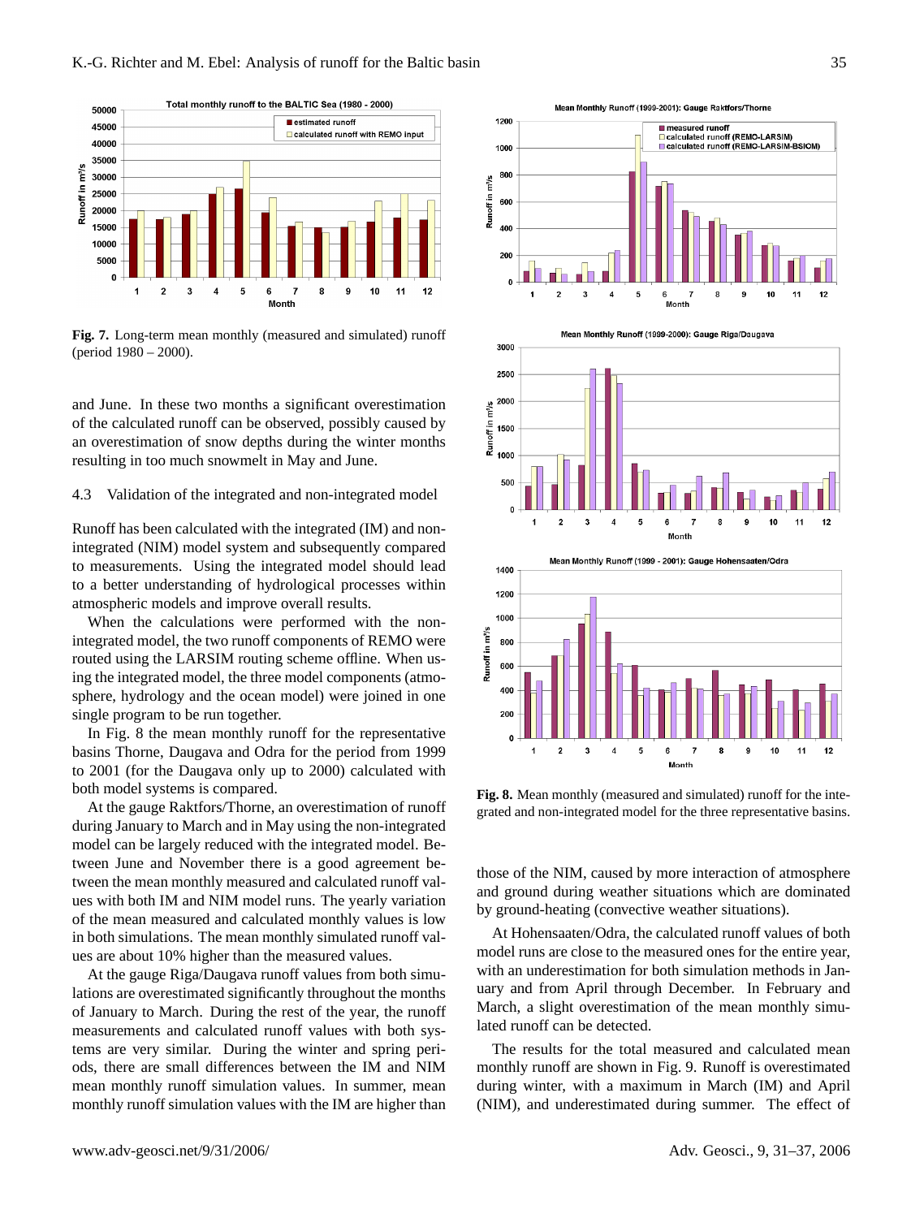**Fig. 7.** Long-term mean monthly (measured and simulated) runoff (period 1980 – 2000).

and June. In these two months a significant overestimation of the calculated runoff can be observed, possibly caused by an overestimation of snow depths during the winter months resulting in too much snowmelt in May and June.

### 4.3 Validation of the integrated and non-integrated model

Runoff has been calculated with the integrated (IM) and non-integrated (NIM) model system and subsequently compared to measurements. Using the integrated model should lead to a better understanding of hydrological processes within atmospheric models and improve overall results.

When the calculations were performed with the non-integrated model, the two runoff components of REMO were routed using the LARSIM routing scheme offline. When using the integrated model, the three model components (atmosphere, hydrology and the ocean model) were joined in one single program to be run together.

In Fig. 8 the mean monthly runoff for the representative basins Thorne, Daugava and Odra for the period from 1999 to 2001 (for the Daugava only up to 2000) calculated with both model systems is compared.

At the gauge Raktfors/Thorne, an overestimation of runoff during January to March and in May using the non-integrated model can be largely reduced with the integrated model. Between June and November there is a good agreement between the mean monthly measured and calculated runoff values with both IM and NIM model runs. The yearly variation of the mean measured and calculated monthly values is low in both simulations. The mean monthly simulated runoff values are about 10% higher than the measured values.

At the gauge Riga/Daugava runoff values from both simulations are overestimated significantly throughout the months of January to March. During the rest of the year, the runoff measurements and calculated runoff values with both systems are very similar. During the winter and spring periods, there are small differences between the IM and NIM mean monthly runoff simulation values. In summer, mean monthly runoff simulation values with the IM are higher than those of the NIM, caused by more interaction of atmosphere and ground during weather situations which are dominated by ground-heating (convective weather situations).

**Fig. 8.** Mean monthly (measured and simulated) runoff for the integrated and non-integrated model for the three representative basins.

At Hohensaaten/Odra, the calculated runoff values of both model runs are close to the measured ones for the entire year, with an underestimation for both simulation methods in January and from April through December. In February and March, a slight overestimation of the mean monthly simulated runoff can be detected.

The results for the total measured and calculated mean monthly runoff are shown in Fig. 9. Runoff is overestimated during winter, with a maximum in March (IM) and April (NIM), and underestimated during summer. The effect of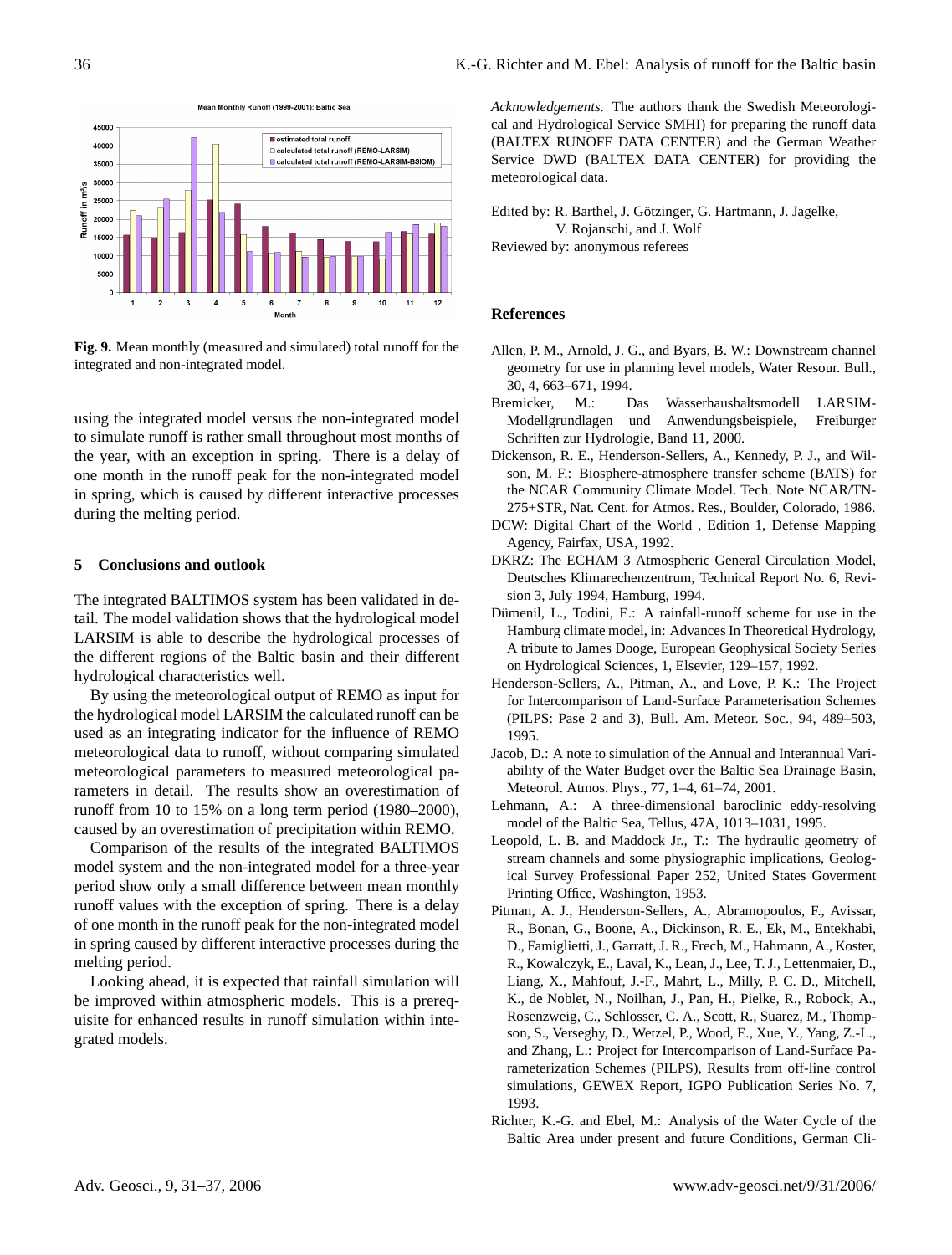Mean Monthly Runoff (1999-2001): Baltic Sea

**Fig. 9.** Mean monthly (measured and simulated) total runoff for the integrated and non-integrated model.

using the integrated model versus the non-integrated model to simulate runoff is rather small throughout most months of the year, with an exception in spring. There is a delay of one month in the runoff peak for the non-integrated model in spring, which is caused by different interactive processes during the melting period.

## 5 Conclusions and outlook

The integrated BALTIMOS system has been validated in detail. The model validation shows that the hydrological model LARSIM is able to describe the hydrological processes of the different regions of the Baltic basin and their different hydrological characteristics well.

By using the meteorological output of REMO as input for the hydrological model LARSIM the calculated runoff can be used as an integrating indicator for the influence of REMO meteorological data to runoff, without comparing simulated meteorological parameters to measured meteorological parameters in detail. The results show an overestimation of runoff from 10 to 15% on a long term period (1980–2000), caused by an overestimation of precipitation within REMO.

Comparison of the results of the integrated BALTIMOS model system and the non-integrated model for a three-year period show only a small difference between mean monthly runoff values with the exception of spring. There is a delay of one month in the runoff peak for the non-integrated model in spring caused by different interactive processes during the melting period.

Looking ahead, it is expected that rainfall simulation will be improved within atmospheric models. This is a prerequisite for enhanced results in runoff simulation within integrated models.

*Acknowledgements.* The authors thank the Swedish Meteorological and Hydrological Service SMHI) for preparing the runoff data (BALTEX RUNOFF DATA CENTER) and the German Weather Service DWD (BALTEX DATA CENTER) for providing the meteorological data.

Edited by: R. Barthel, J. Götzinger, G. Hartmann, J. Jagelke, V. Rojanschi, and J. Wolf
Reviewed by: anonymous referees

## References

Allen, P. M., Arnold, J. G., and Byars, B. W.: Downstream channel geometry for use in planning level models, Water Resour. Bull., 30, 4, 663–671, 1994.

Bremicker, M.: Das Wasserhaushaltsmodell LARSIM-Modellgrundlagen und Anwendungsbeispiele, Freiburger Schriften zur Hydrologie, Band 11, 2000.

Dickenson, R. E., Henderson-Sellers, A., Kennedy, P. J., and Wilson, M. F.: Biosphere-atmosphere transfer scheme (BATS) for the NCAR Community Climate Model. Tech. Note NCAR/TN-275+STR, Nat. Cent. for Atmos. Res., Boulder, Colorado, 1986.

DCW: Digital Chart of the World , Edition 1, Defense Mapping Agency, Fairfax, USA, 1992.

DKRZ: The ECHAM 3 Atmospheric General Circulation Model, Deutsches Klimarechenzentrum, Technical Report No. 6, Revision 3, July 1994, Hamburg, 1994.

Dümenil, L., Todini, E.: A rainfall-runoff scheme for use in the Hamburg climate model, in: Advances In Theoretical Hydrology, A tribute to James Dooge, European Geophysical Society Series on Hydrological Sciences, 1, Elsevier, 129–157, 1992.

Henderson-Sellers, A., Pitman, A., and Love, P. K.: The Project for Intercomparison of Land-Surface Parameterisation Schemes (PILPS: Pase 2 and 3), Bull. Am. Meteor. Soc., 94, 489–503, 1995.

Jacob, D.: A note to simulation of the Annual and Interannual Variability of the Water Budget over the Baltic Sea Drainage Basin, Meteorol. Atmos. Phys., 77, 1–4, 61–74, 2001.

Lehmann, A.: A three-dimensional baroclinic eddy-resolving model of the Baltic Sea, Tellus, 47A, 1013–1031, 1995.

Leopold, L. B. and Maddock Jr., T.: The hydraulic geometry of stream channels and some physiographic implications, Geological Survey Professional Paper 252, United States Goverment Printing Office, Washington, 1953.

Pitman, A. J., Henderson-Sellers, A., Abramopoulos, F., Avissar, R., Bonan, G., Boone, A., Dickinson, R. E., Ek, M., Entekhabi, D., Famiglietti, J., Garratt, J. R., Frech, M., Hahmann, A., Koster, R., Kowalczyk, E., Laval, K., Lean, J., Lee, T. J., Lettenmaier, D., Liang, X., Mahfouf, J.-F., Mahrt, L., Milly, P. C. D., Mitchell, K., de Noblet, N., Noilhan, J., Pan, H., Pielke, R., Robock, A., Rosenzweig, C., Schlosser, C. A., Scott, R., Suarez, M., Thompson, S., Verseghy, D., Wetzel, P., Wood, E., Xue, Y., Yang, Z.-L., and Zhang, L.: Project for Intercomparison of Land-Surface Parameterization Schemes (PILPS), Results from off-line control simulations, GEWEX Report, IGPO Publication Series No. 7, 1993.

Richter, K.-G. and Ebel, M.: Analysis of the Water Cycle of the Baltic Area under present and future Conditions, German Cli-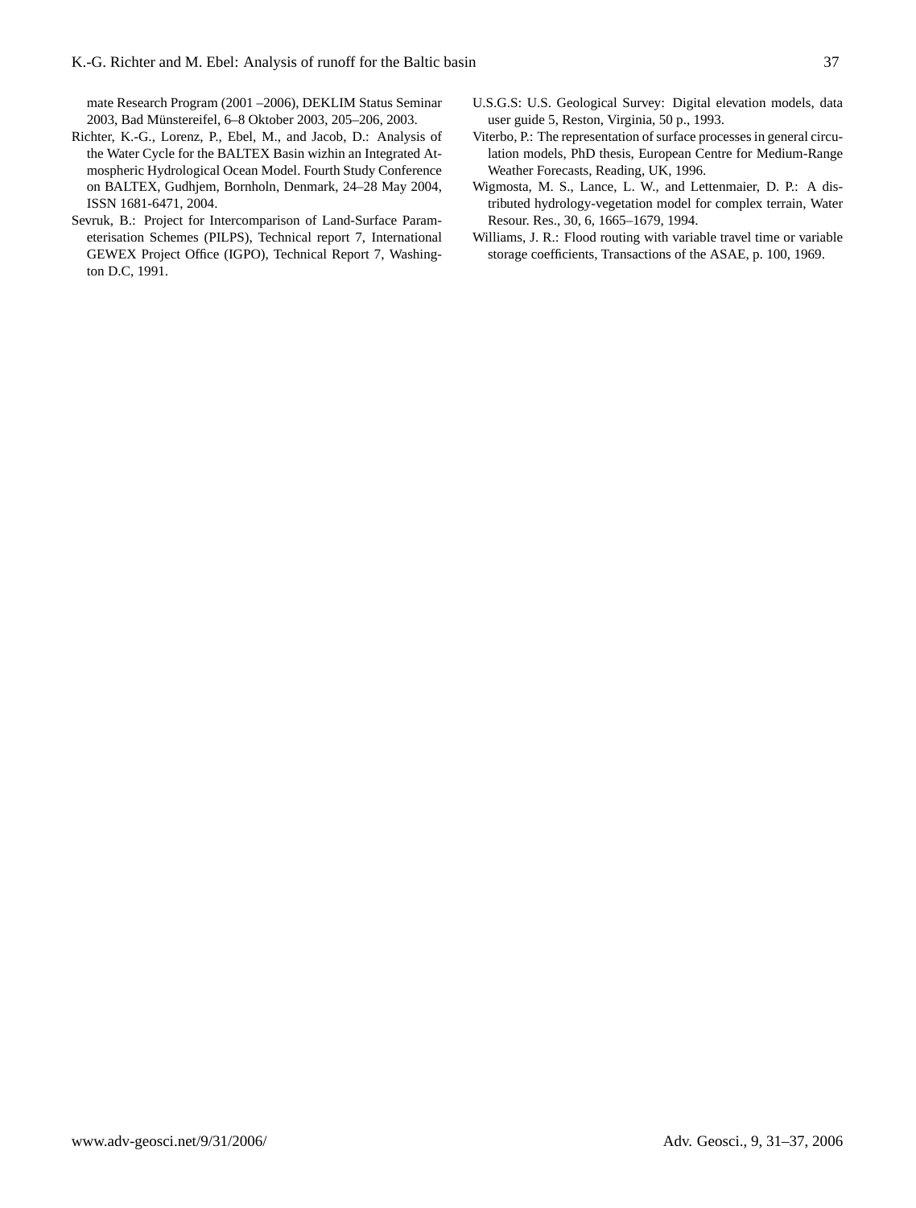mate Research Program (2001 –2006), DEKLIM Status Seminar 2003, Bad Münstereifel, 6–8 Oktober 2003, 205–206, 2003.

Richter, K.-G., Lorenz, P., Ebel, M., and Jacob, D.: Analysis of the Water Cycle for the BALTEX Basin wizhin an Integrated Atmospheric Hydrological Ocean Model. Fourth Study Conference on BALTEX, Gudhjem, Bornholn, Denmark, 24–28 May 2004, ISSN 1681-6471, 2004.

Sevruk, B.: Project for Intercomparison of Land-Surface Parameterisation Schemes (PILPS), Technical report 7, International GEWEX Project Office (IGPO), Technical Report 7, Washington D.C, 1991.

U.S.G.S: U.S. Geological Survey: Digital elevation models, data user guide 5, Reston, Virginia, 50 p., 1993.

Viterbo, P.: The representation of surface processes in general circulation models, PhD thesis, European Centre for Medium-Range Weather Forecasts, Reading, UK, 1996.

Wigmosta, M. S., Lance, L. W., and Lettenmaier, D. P.: A distributed hydrology-vegetation model for complex terrain, Water Resour. Res., 30, 6, 1665–1679, 1994.

Williams, J. R.: Flood routing with variable travel time or variable storage coefficients, Transactions of the ASAE, p. 100, 1969.